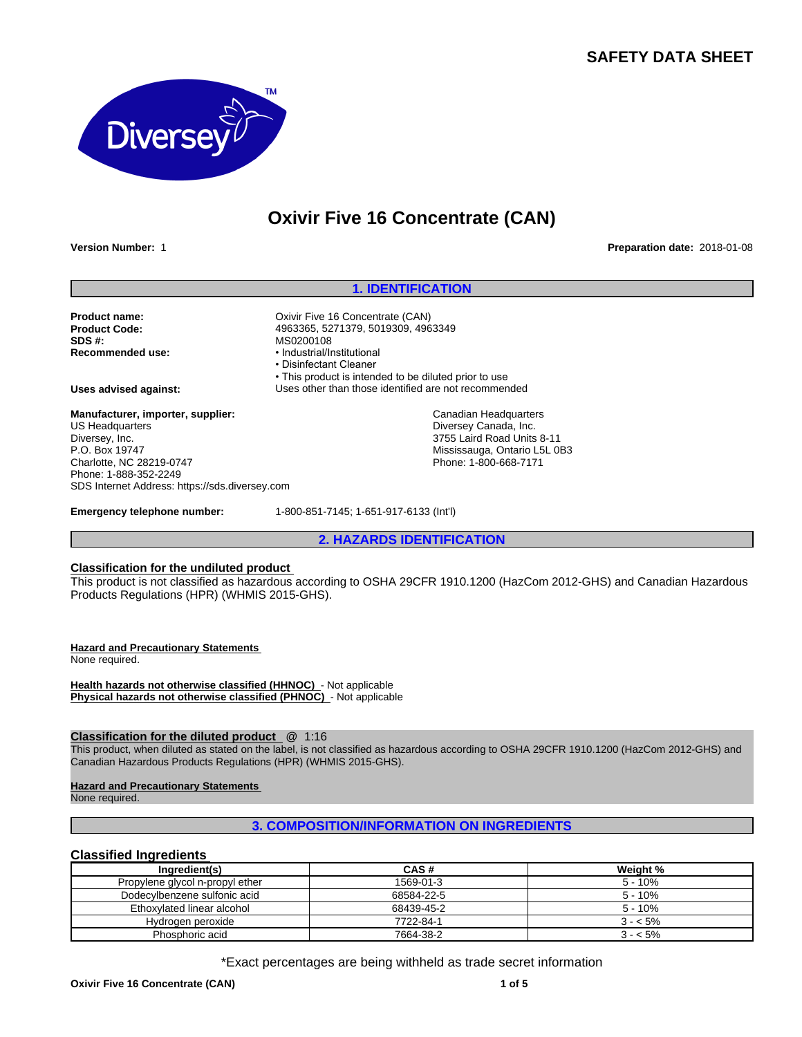**SAFETY DATA SHEET**

# Oxivir Five 16 Concentrate (CAN)

**Version Number:** 1

**Preparation date:** 2018-01-08

## 1. IDENTIFICATION

**Product name:** Oxivir Five 16 Concentrate (CAN)
**Product Code:** 4963365, 5271379, 5019309, 4963349
**SDS #:** MS0200108
**Recommended use:**
- Industrial/Institutional
- Disinfectant Cleaner
- This product is intended to be diluted prior to use

**Uses advised against:** Uses other than those identified are not recommended

**Manufacturer, importer, supplier:**
US Headquarters
Diversey, Inc.
P.O. Box 19747
Charlotte, NC 28219-0747
Phone: 1-888-352-2249
SDS Internet Address: https://sds.diversey.com

Canadian Headquarters
Diversey Canada, Inc.
3755 Laird Road Units 8-11
Mississauga, Ontario L5L 0B3
Phone: 1-800-668-7171

**Emergency telephone number:** 1-800-851-7145; 1-651-917-6133 (Int'l)

## 2. HAZARDS IDENTIFICATION

**Classification for the undiluted product**

This product is not classified as hazardous according to OSHA 29CFR 1910.1200 (HazCom 2012-GHS) and Canadian Hazardous Products Regulations (HPR) (WHMIS 2015-GHS).

**Hazard and Precautionary Statements**

None required.

**Health hazards not otherwise classified (HHNOC)** - Not applicable
**Physical hazards not otherwise classified (PHNOC)** - Not applicable

**Classification for the diluted product** @ 1:16

This product, when diluted as stated on the label, is not classified as hazardous according to OSHA 29CFR 1910.1200 (HazCom 2012-GHS) and Canadian Hazardous Products Regulations (HPR) (WHMIS 2015-GHS).

**Hazard and Precautionary Statements**

None required.

## 3. COMPOSITION/INFORMATION ON INGREDIENTS

### Classified Ingredients

| Ingredient(s) | CAS # | Weight % |
|---|---|---|
| Propylene glycol n-propyl ether | 1569-01-3 | 5 - 10% |
| Dodecylbenzene sulfonic acid | 68584-22-5 | 5 - 10% |
| Ethoxylated linear alcohol | 68439-45-2 | 5 - 10% |
| Hydrogen peroxide | 7722-84-1 | 3 - < 5% |
| Phosphoric acid | 7664-38-2 | 3 - < 5% |

*Exact percentages are being withheld as trade secret information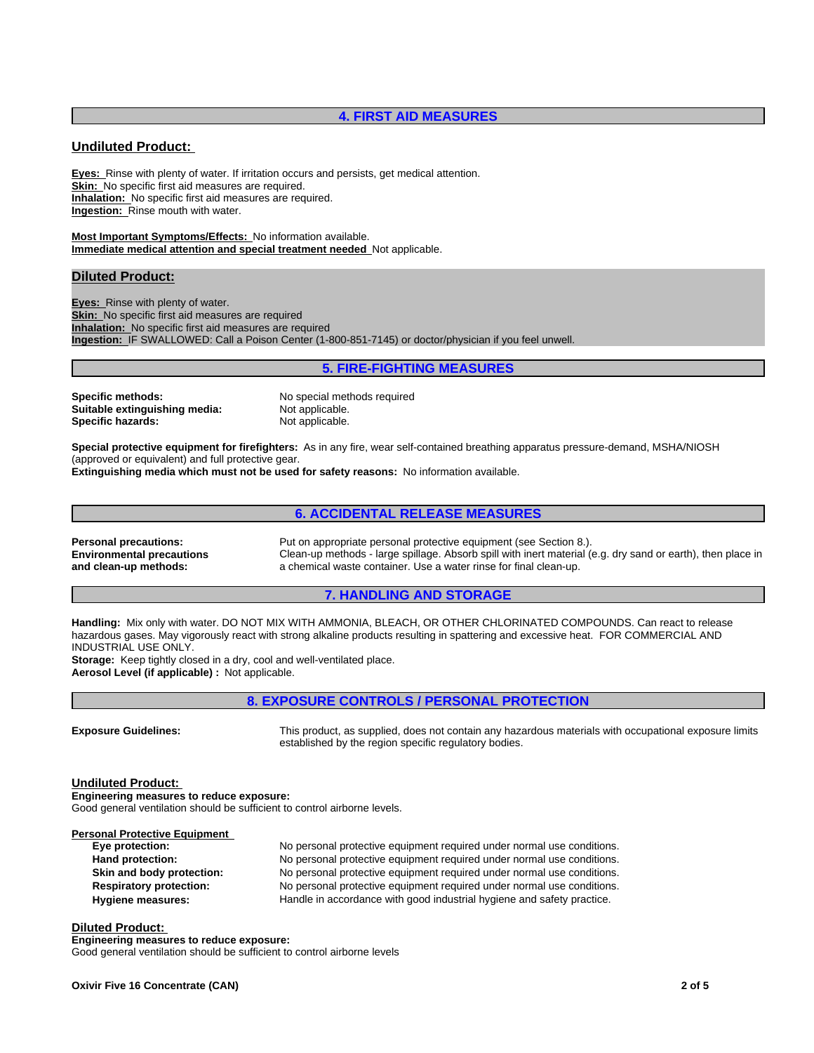## 4. FIRST AID MEASURES

### Undiluted Product:

**Eyes:** Rinse with plenty of water. If irritation occurs and persists, get medical attention.
**Skin:** No specific first aid measures are required.
**Inhalation:** No specific first aid measures are required.
**Ingestion:** Rinse mouth with water.

**Most Important Symptoms/Effects:** No information available.
**Immediate medical attention and special treatment needed** Not applicable.

### Diluted Product:

**Eyes:** Rinse with plenty of water.
**Skin:** No specific first aid measures are required
**Inhalation:** No specific first aid measures are required
**Ingestion:** IF SWALLOWED: Call a Poison Center (1-800-851-7145) or doctor/physician if you feel unwell.

## 5. FIRE-FIGHTING MEASURES

**Specific methods:** No special methods required
**Suitable extinguishing media:** Not applicable.
**Specific hazards:** Not applicable.

**Special protective equipment for firefighters:** As in any fire, wear self-contained breathing apparatus pressure-demand, MSHA/NIOSH (approved or equivalent) and full protective gear.
**Extinguishing media which must not be used for safety reasons:** No information available.

## 6. ACCIDENTAL RELEASE MEASURES

**Personal precautions:** Put on appropriate personal protective equipment (see Section 8.).
**Environmental precautions and clean-up methods:** Clean-up methods - large spillage. Absorb spill with inert material (e.g. dry sand or earth), then place in a chemical waste container. Use a water rinse for final clean-up.

## 7. HANDLING AND STORAGE

**Handling:** Mix only with water. DO NOT MIX WITH AMMONIA, BLEACH, OR OTHER CHLORINATED COMPOUNDS. Can react to release hazardous gases. May vigorously react with strong alkaline products resulting in spattering and excessive heat. FOR COMMERCIAL AND INDUSTRIAL USE ONLY.
**Storage:** Keep tightly closed in a dry, cool and well-ventilated place.
**Aerosol Level (if applicable) :** Not applicable.

## 8. EXPOSURE CONTROLS / PERSONAL PROTECTION

**Exposure Guidelines:** This product, as supplied, does not contain any hazardous materials with occupational exposure limits established by the region specific regulatory bodies.

### Undiluted Product:

**Engineering measures to reduce exposure:**
Good general ventilation should be sufficient to control airborne levels.

**Personal Protective Equipment**

- **Eye protection:** No personal protective equipment required under normal use conditions.
- **Hand protection:** No personal protective equipment required under normal use conditions.
- **Skin and body protection:** No personal protective equipment required under normal use conditions.
- **Respiratory protection:** No personal protective equipment required under normal use conditions.
- **Hygiene measures:** Handle in accordance with good industrial hygiene and safety practice.

### Diluted Product:

**Engineering measures to reduce exposure:**
Good general ventilation should be sufficient to control airborne levels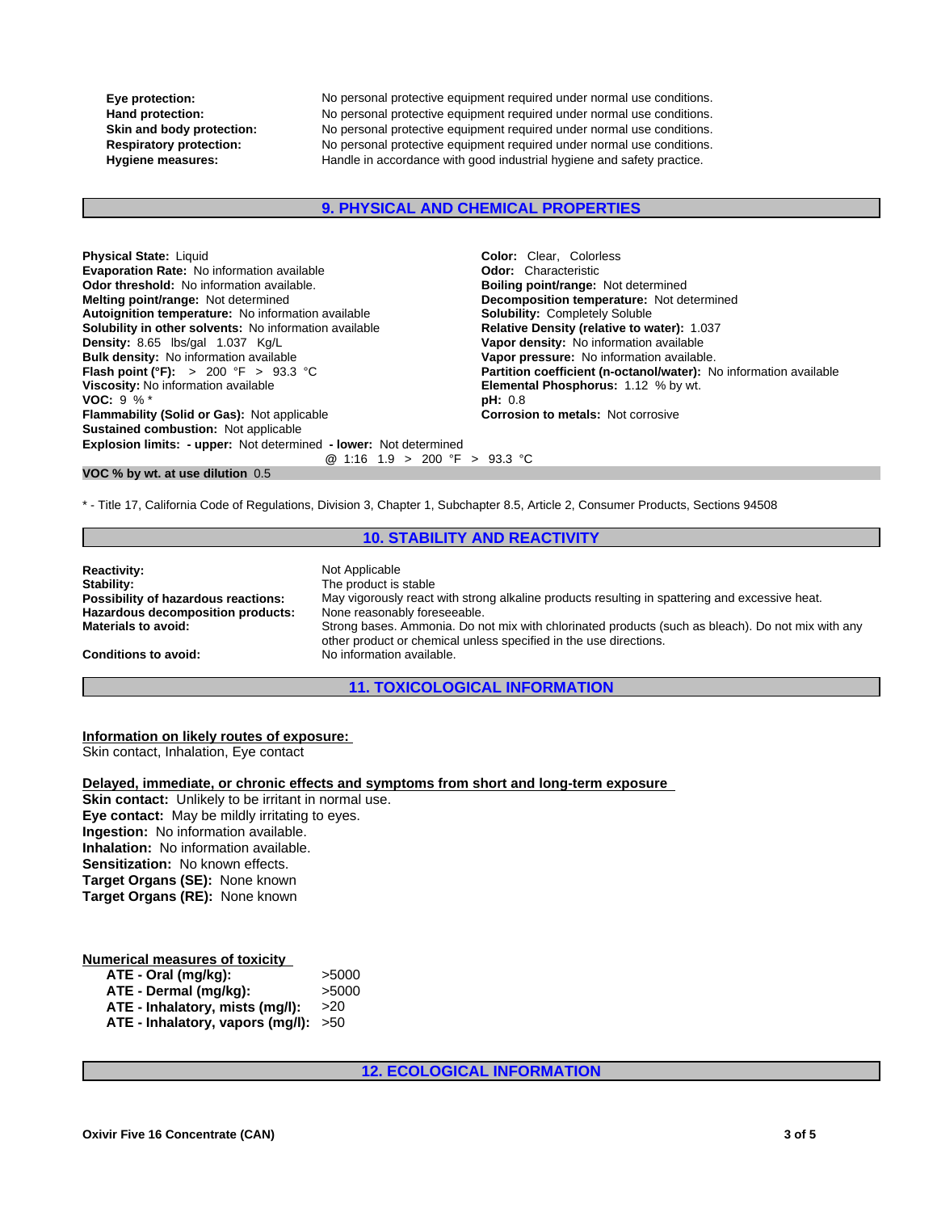**Eye protection:** No personal protective equipment required under normal use conditions.
**Hand protection:** No personal protective equipment required under normal use conditions.
**Skin and body protection:** No personal protective equipment required under normal use conditions.
**Respiratory protection:** No personal protective equipment required under normal use conditions.
**Hygiene measures:** Handle in accordance with good industrial hygiene and safety practice.

## 9. PHYSICAL AND CHEMICAL PROPERTIES

**Physical State:** Liquid
**Evaporation Rate:** No information available
**Odor threshold:** No information available.
**Melting point/range:** Not determined
**Autoignition temperature:** No information available
**Solubility in other solvents:** No information available
**Density:** 8.65 lbs/gal 1.037 Kg/L
**Bulk density:** No information available
**Flash point (°F):** > 200 °F > 93.3 °C
**Viscosity:** No information available
**VOC:** 9 % *
**Flammability (Solid or Gas):** Not applicable
**Sustained combustion:** Not applicable
**Explosion limits: - upper:** Not determined **- lower:** Not determined

**Color:** Clear, Colorless
**Odor:** Characteristic
**Boiling point/range:** Not determined
**Decomposition temperature:** Not determined
**Solubility:** Completely Soluble
**Relative Density (relative to water):** 1.037
**Vapor density:** No information available
**Vapor pressure:** No information available.
**Partition coefficient (n-octanol/water):** No information available
**Elemental Phosphorus:** 1.12 % by wt.
**pH:** 0.8
**Corrosion to metals:** Not corrosive

@ 1:16 1.9 > 200 °F > 93.3 °C

**VOC % by wt. at use dilution** 0.5

* - Title 17, California Code of Regulations, Division 3, Chapter 1, Subchapter 8.5, Article 2, Consumer Products, Sections 94508

## 10. STABILITY AND REACTIVITY

**Reactivity:** Not Applicable
**Stability:** The product is stable
**Possibility of hazardous reactions:** May vigorously react with strong alkaline products resulting in spattering and excessive heat.
**Hazardous decomposition products:** None reasonably foreseeable.
**Materials to avoid:** Strong bases. Ammonia. Do not mix with chlorinated products (such as bleach). Do not mix with any other product or chemical unless specified in the use directions.
**Conditions to avoid:** No information available.

## 11. TOXICOLOGICAL INFORMATION

**Information on likely routes of exposure:**
Skin contact, Inhalation, Eye contact

**Delayed, immediate, or chronic effects and symptoms from short and long-term exposure**
**Skin contact:** Unlikely to be irritant in normal use.
**Eye contact:** May be mildly irritating to eyes.
**Ingestion:** No information available.
**Inhalation:** No information available.
**Sensitization:** No known effects.
**Target Organs (SE):** None known
**Target Organs (RE):** None known

**Numerical measures of toxicity**

| | |
|---|---|
| **ATE - Oral (mg/kg):** | >5000 |
| **ATE - Dermal (mg/kg):** | >5000 |
| **ATE - Inhalatory, mists (mg/l):** | >20 |
| **ATE - Inhalatory, vapors (mg/l):** | >50 |

## 12. ECOLOGICAL INFORMATION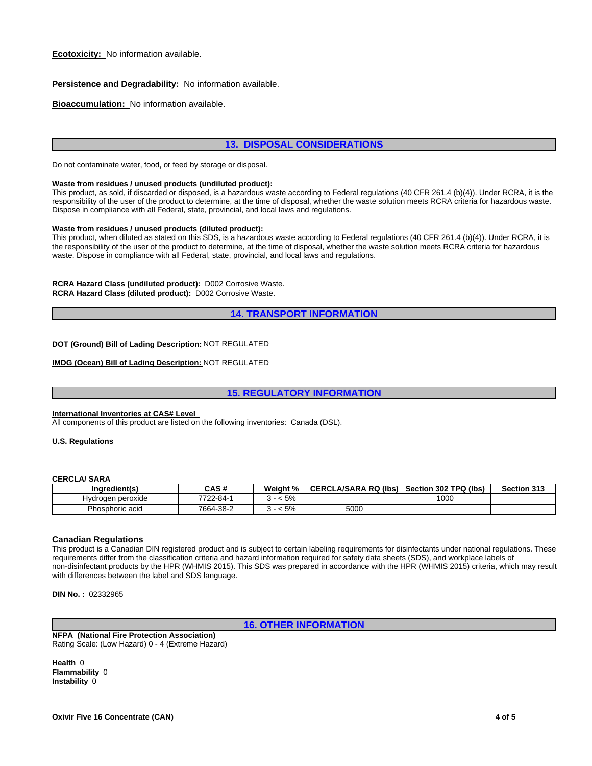**Ecotoxicity:** No information available.

**Persistence and Degradability:** No information available.

**Bioaccumulation:** No information available.

## 13. DISPOSAL CONSIDERATIONS

Do not contaminate water, food, or feed by storage or disposal.

**Waste from residues / unused products (undiluted product):**
This product, as sold, if discarded or disposed, is a hazardous waste according to Federal regulations (40 CFR 261.4 (b)(4)). Under RCRA, it is the responsibility of the user of the product to determine, at the time of disposal, whether the waste solution meets RCRA criteria for hazardous waste. Dispose in compliance with all Federal, state, provincial, and local laws and regulations.

**Waste from residues / unused products (diluted product):**
This product, when diluted as stated on this SDS, is a hazardous waste according to Federal regulations (40 CFR 261.4 (b)(4)). Under RCRA, it is the responsibility of the user of the product to determine, at the time of disposal, whether the waste solution meets RCRA criteria for hazardous waste. Dispose in compliance with all Federal, state, provincial, and local laws and regulations.

**RCRA Hazard Class (undiluted product):** D002 Corrosive Waste.
**RCRA Hazard Class (diluted product):** D002 Corrosive Waste.

## 14. TRANSPORT INFORMATION

**DOT (Ground) Bill of Lading Description:** NOT REGULATED

**IMDG (Ocean) Bill of Lading Description:** NOT REGULATED

## 15. REGULATORY INFORMATION

**International Inventories at CAS# Level**
All components of this product are listed on the following inventories: Canada (DSL).

**U.S. Regulations**

**CERCLA/ SARA**

| Ingredient(s) | CAS # | Weight % | CERCLA/SARA RQ (lbs) | Section 302 TPQ (lbs) | Section 313 |
|---|---|---|---|---|---|
| Hydrogen peroxide | 7722-84-1 | 3 - < 5% | | 1000 | |
| Phosphoric acid | 7664-38-2 | 3 - < 5% | 5000 | | |

**Canadian Regulations**
This product is a Canadian DIN registered product and is subject to certain labeling requirements for disinfectants under national regulations. These requirements differ from the classification criteria and hazard information required for safety data sheets (SDS), and workplace labels of non-disinfectant products by the HPR (WHMIS 2015). This SDS was prepared in accordance with the HPR (WHMIS 2015) criteria, which may result with differences between the label and SDS language.

**DIN No. :** 02332965

## 16. OTHER INFORMATION

**NFPA (National Fire Protection Association)**
Rating Scale: (Low Hazard) 0 - 4 (Extreme Hazard)

**Health** 0
**Flammability** 0
**Instability** 0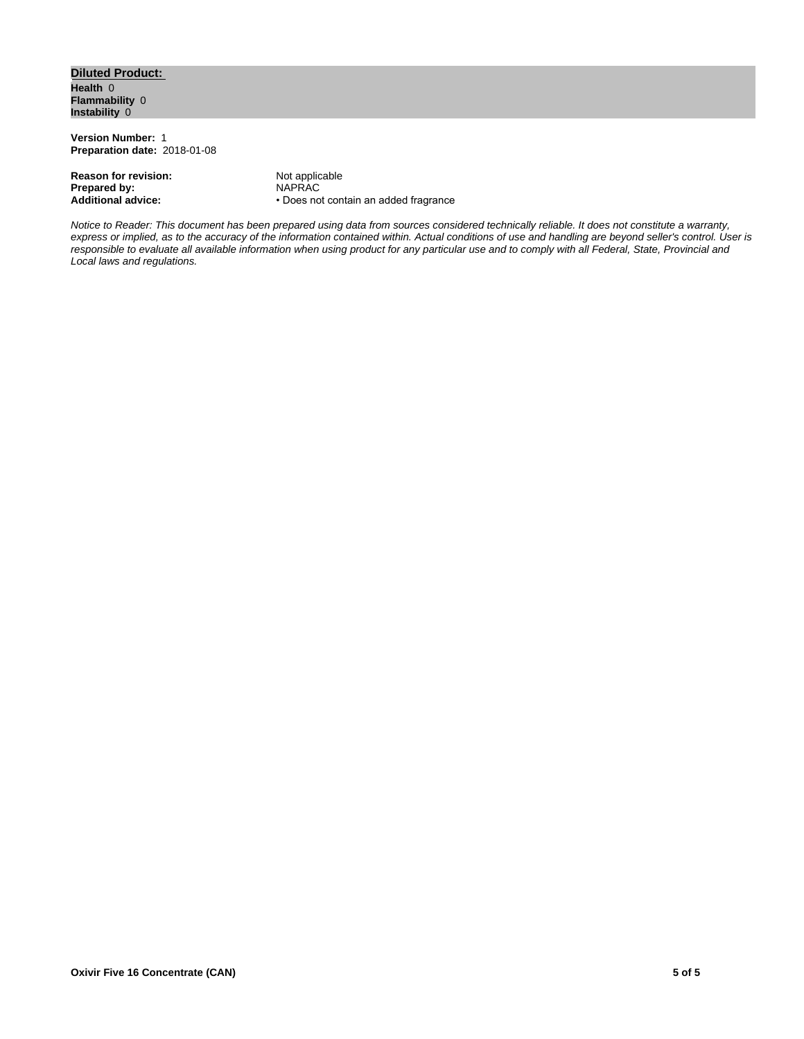**Diluted Product:**

**Health** 0
**Flammability** 0
**Instability** 0

**Version Number:** 1
**Preparation date:** 2018-01-08

**Reason for revision:** Not applicable
**Prepared by:** NAPRAC
**Additional advice:** • Does not contain an added fragrance

*Notice to Reader: This document has been prepared using data from sources considered technically reliable. It does not constitute a warranty, express or implied, as to the accuracy of the information contained within. Actual conditions of use and handling are beyond seller's control. User is responsible to evaluate all available information when using product for any particular use and to comply with all Federal, State, Provincial and Local laws and regulations.*